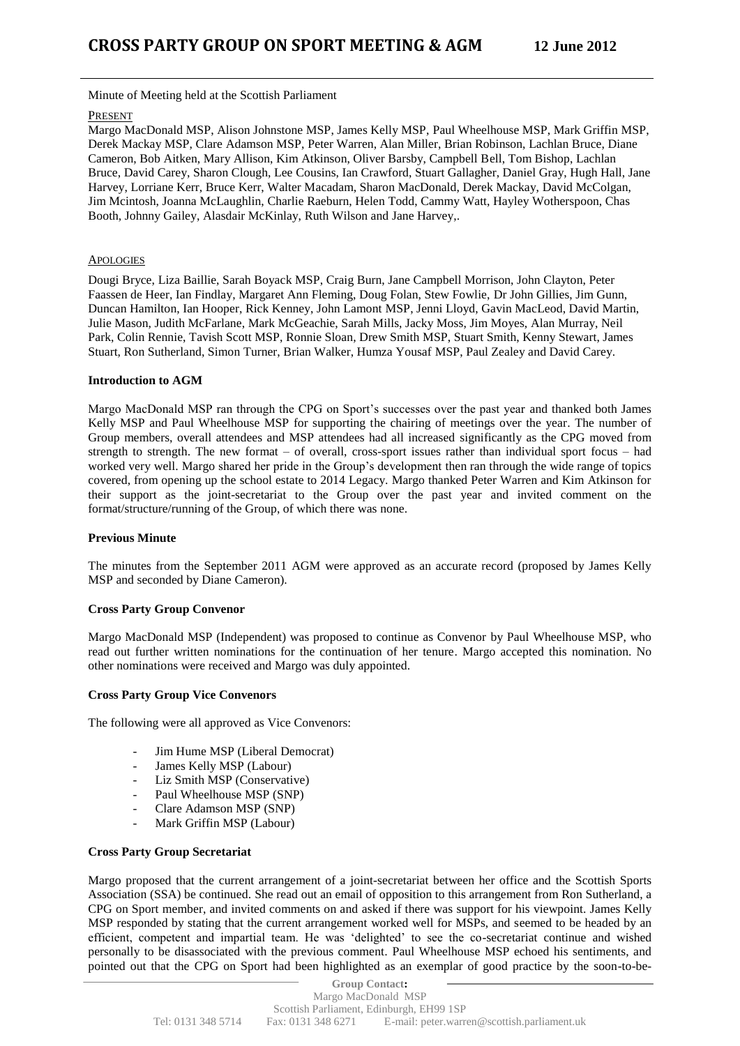# CROSS PARTY GROUP ON SPORT MEETING & AGM 12 June 2012

Minute of Meeting held at the Scottish Parliament

PRESENT

Margo MacDonald MSP, Alison Johnstone MSP, James Kelly MSP, Paul Wheelhouse MSP, Mark Griffin MSP, Derek Mackay MSP, Clare Adamson MSP, Peter Warren, Alan Miller, Brian Robinson, Lachlan Bruce, Diane Cameron, Bob Aitken, Mary Allison, Kim Atkinson, Oliver Barsby, Campbell Bell, Tom Bishop, Lachlan Bruce, David Carey, Sharon Clough, Lee Cousins, Ian Crawford, Stuart Gallagher, Daniel Gray, Hugh Hall, Jane Harvey, Lorriane Kerr, Bruce Kerr, Walter Macadam, Sharon MacDonald, Derek Mackay, David McColgan, Jim Mcintosh, Joanna McLaughlin, Charlie Raeburn, Helen Todd, Cammy Watt, Hayley Wotherspoon, Chas Booth, Johnny Gailey, Alasdair McKinlay, Ruth Wilson and Jane Harvey,.

APOLOGIES

Dougi Bryce, Liza Baillie, Sarah Boyack MSP, Craig Burn, Jane Campbell Morrison, John Clayton, Peter Faassen de Heer, Ian Findlay, Margaret Ann Fleming, Doug Folan, Stew Fowlie, Dr John Gillies, Jim Gunn, Duncan Hamilton, Ian Hooper, Rick Kenney, John Lamont MSP, Jenni Lloyd, Gavin MacLeod, David Martin, Julie Mason, Judith McFarlane, Mark McGeachie, Sarah Mills, Jacky Moss, Jim Moyes, Alan Murray, Neil Park, Colin Rennie, Tavish Scott MSP, Ronnie Sloan, Drew Smith MSP, Stuart Smith, Kenny Stewart, James Stuart, Ron Sutherland, Simon Turner, Brian Walker, Humza Yousaf MSP, Paul Zealey and David Carey.

**Introduction to AGM**

Margo MacDonald MSP ran through the CPG on Sport's successes over the past year and thanked both James Kelly MSP and Paul Wheelhouse MSP for supporting the chairing of meetings over the year. The number of Group members, overall attendees and MSP attendees had all increased significantly as the CPG moved from strength to strength. The new format – of overall, cross-sport issues rather than individual sport focus – had worked very well. Margo shared her pride in the Group's development then ran through the wide range of topics covered, from opening up the school estate to 2014 Legacy. Margo thanked Peter Warren and Kim Atkinson for their support as the joint-secretariat to the Group over the past year and invited comment on the format/structure/running of the Group, of which there was none.

**Previous Minute**

The minutes from the September 2011 AGM were approved as an accurate record (proposed by James Kelly MSP and seconded by Diane Cameron).

**Cross Party Group Convenor**

Margo MacDonald MSP (Independent) was proposed to continue as Convenor by Paul Wheelhouse MSP, who read out further written nominations for the continuation of her tenure. Margo accepted this nomination. No other nominations were received and Margo was duly appointed.

**Cross Party Group Vice Convenors**

The following were all approved as Vice Convenors:

- Jim Hume MSP (Liberal Democrat)
- James Kelly MSP (Labour)
- Liz Smith MSP (Conservative)
- Paul Wheelhouse MSP (SNP)
- Clare Adamson MSP (SNP)
- Mark Griffin MSP (Labour)

**Cross Party Group Secretariat**

Margo proposed that the current arrangement of a joint-secretariat between her office and the Scottish Sports Association (SSA) be continued. She read out an email of opposition to this arrangement from Ron Sutherland, a CPG on Sport member, and invited comments on and asked if there was support for his viewpoint. James Kelly MSP responded by stating that the current arrangement worked well for MSPs, and seemed to be headed by an efficient, competent and impartial team. He was 'delighted' to see the co-secretariat continue and wished personally to be disassociated with the previous comment. Paul Wheelhouse MSP echoed his sentiments, and pointed out that the CPG on Sport had been highlighted as an exemplar of good practice by the soon-to-be-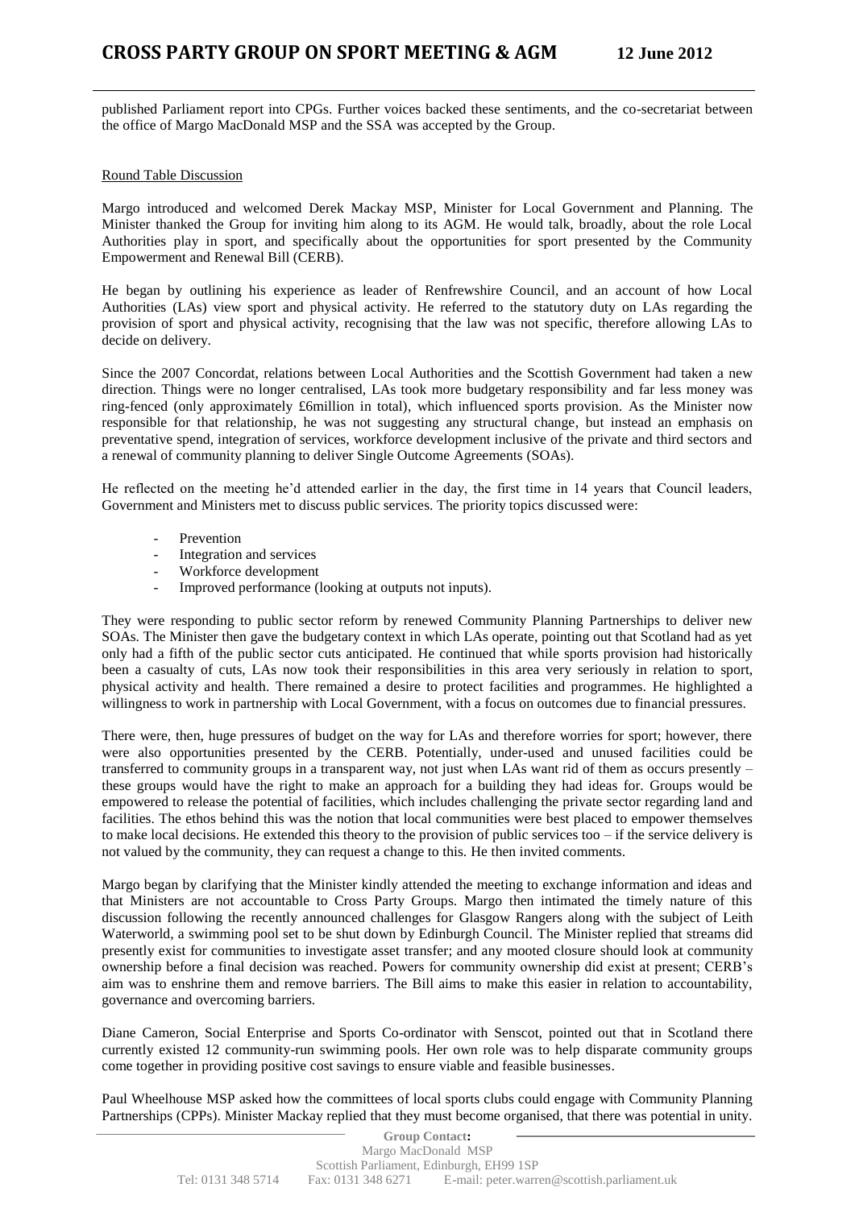published Parliament report into CPGs. Further voices backed these sentiments, and the co-secretariat between the office of Margo MacDonald MSP and the SSA was accepted by the Group.

Round Table Discussion

Margo introduced and welcomed Derek Mackay MSP, Minister for Local Government and Planning. The Minister thanked the Group for inviting him along to its AGM. He would talk, broadly, about the role Local Authorities play in sport, and specifically about the opportunities for sport presented by the Community Empowerment and Renewal Bill (CERB).

He began by outlining his experience as leader of Renfrewshire Council, and an account of how Local Authorities (LAs) view sport and physical activity. He referred to the statutory duty on LAs regarding the provision of sport and physical activity, recognising that the law was not specific, therefore allowing LAs to decide on delivery.

Since the 2007 Concordat, relations between Local Authorities and the Scottish Government had taken a new direction. Things were no longer centralised, LAs took more budgetary responsibility and far less money was ring-fenced (only approximately £6million in total), which influenced sports provision. As the Minister now responsible for that relationship, he was not suggesting any structural change, but instead an emphasis on preventative spend, integration of services, workforce development inclusive of the private and third sectors and a renewal of community planning to deliver Single Outcome Agreements (SOAs).

He reflected on the meeting he'd attended earlier in the day, the first time in 14 years that Council leaders, Government and Ministers met to discuss public services. The priority topics discussed were:

- Prevention
- Integration and services
- Workforce development
- Improved performance (looking at outputs not inputs).

They were responding to public sector reform by renewed Community Planning Partnerships to deliver new SOAs. The Minister then gave the budgetary context in which LAs operate, pointing out that Scotland had as yet only had a fifth of the public sector cuts anticipated. He continued that while sports provision had historically been a casualty of cuts, LAs now took their responsibilities in this area very seriously in relation to sport, physical activity and health. There remained a desire to protect facilities and programmes. He highlighted a willingness to work in partnership with Local Government, with a focus on outcomes due to financial pressures.

There were, then, huge pressures of budget on the way for LAs and therefore worries for sport; however, there were also opportunities presented by the CERB. Potentially, under-used and unused facilities could be transferred to community groups in a transparent way, not just when LAs want rid of them as occurs presently – these groups would have the right to make an approach for a building they had ideas for. Groups would be empowered to release the potential of facilities, which includes challenging the private sector regarding land and facilities. The ethos behind this was the notion that local communities were best placed to empower themselves to make local decisions. He extended this theory to the provision of public services too – if the service delivery is not valued by the community, they can request a change to this. He then invited comments.

Margo began by clarifying that the Minister kindly attended the meeting to exchange information and ideas and that Ministers are not accountable to Cross Party Groups. Margo then intimated the timely nature of this discussion following the recently announced challenges for Glasgow Rangers along with the subject of Leith Waterworld, a swimming pool set to be shut down by Edinburgh Council. The Minister replied that streams did presently exist for communities to investigate asset transfer; and any mooted closure should look at community ownership before a final decision was reached. Powers for community ownership did exist at present; CERB's aim was to enshrine them and remove barriers. The Bill aims to make this easier in relation to accountability, governance and overcoming barriers.

Diane Cameron, Social Enterprise and Sports Co-ordinator with Senscot, pointed out that in Scotland there currently existed 12 community-run swimming pools. Her own role was to help disparate community groups come together in providing positive cost savings to ensure viable and feasible businesses.

Paul Wheelhouse MSP asked how the committees of local sports clubs could engage with Community Planning Partnerships (CPPs). Minister Mackay replied that they must become organised, that there was potential in unity.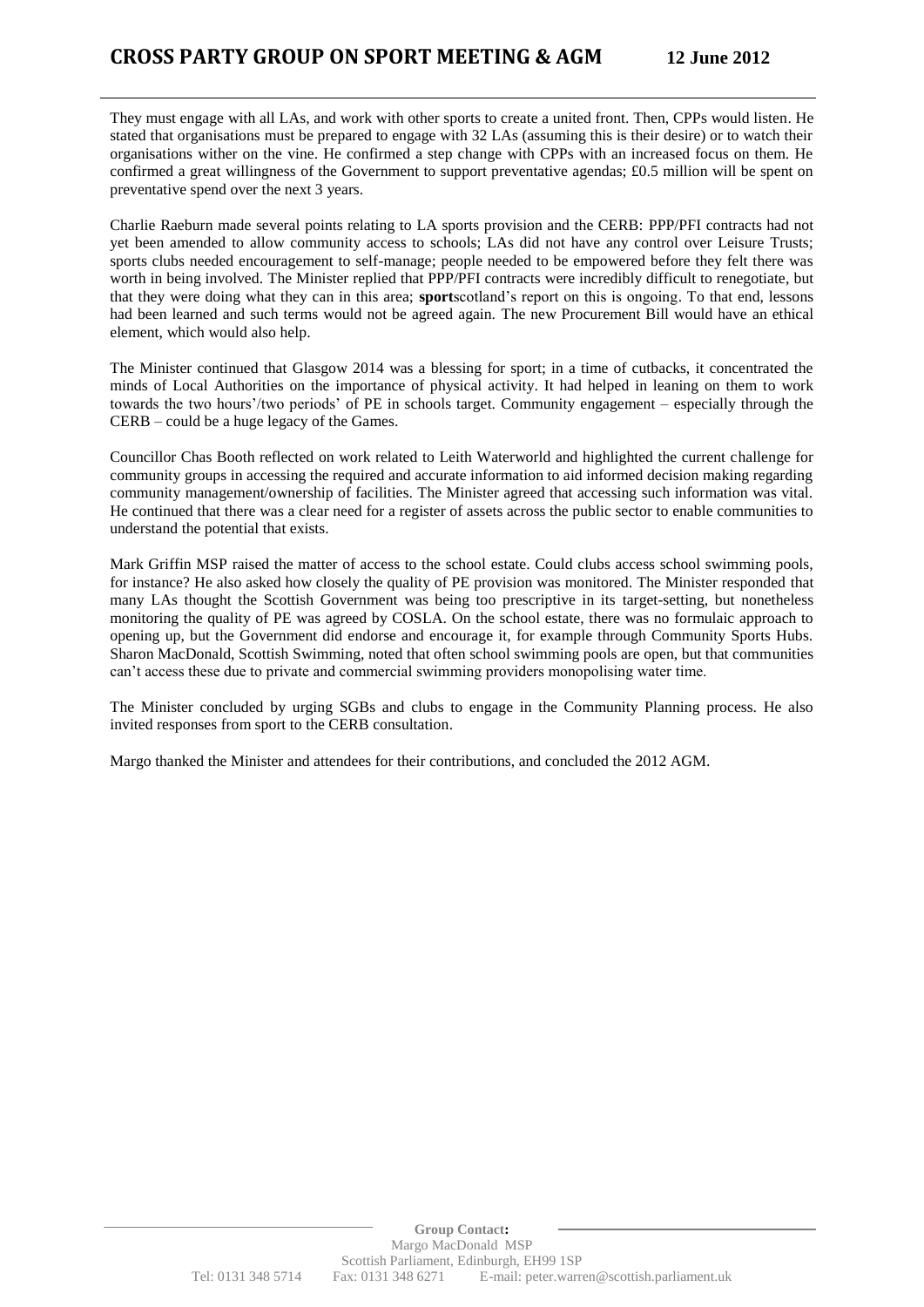They must engage with all LAs, and work with other sports to create a united front. Then, CPPs would listen. He stated that organisations must be prepared to engage with 32 LAs (assuming this is their desire) or to watch their organisations wither on the vine. He confirmed a step change with CPPs with an increased focus on them. He confirmed a great willingness of the Government to support preventative agendas; £0.5 million will be spent on preventative spend over the next 3 years.

Charlie Raeburn made several points relating to LA sports provision and the CERB: PPP/PFI contracts had not yet been amended to allow community access to schools; LAs did not have any control over Leisure Trusts; sports clubs needed encouragement to self-manage; people needed to be empowered before they felt there was worth in being involved. The Minister replied that PPP/PFI contracts were incredibly difficult to renegotiate, but that they were doing what they can in this area; **sport**scotland's report on this is ongoing. To that end, lessons had been learned and such terms would not be agreed again. The new Procurement Bill would have an ethical element, which would also help.

The Minister continued that Glasgow 2014 was a blessing for sport; in a time of cutbacks, it concentrated the minds of Local Authorities on the importance of physical activity. It had helped in leaning on them to work towards the two hours'/two periods' of PE in schools target. Community engagement – especially through the CERB – could be a huge legacy of the Games.

Councillor Chas Booth reflected on work related to Leith Waterworld and highlighted the current challenge for community groups in accessing the required and accurate information to aid informed decision making regarding community management/ownership of facilities. The Minister agreed that accessing such information was vital. He continued that there was a clear need for a register of assets across the public sector to enable communities to understand the potential that exists.

Mark Griffin MSP raised the matter of access to the school estate. Could clubs access school swimming pools, for instance? He also asked how closely the quality of PE provision was monitored. The Minister responded that many LAs thought the Scottish Government was being too prescriptive in its target-setting, but nonetheless monitoring the quality of PE was agreed by COSLA. On the school estate, there was no formulaic approach to opening up, but the Government did endorse and encourage it, for example through Community Sports Hubs. Sharon MacDonald, Scottish Swimming, noted that often school swimming pools are open, but that communities can't access these due to private and commercial swimming providers monopolising water time.

The Minister concluded by urging SGBs and clubs to engage in the Community Planning process. He also invited responses from sport to the CERB consultation.

Margo thanked the Minister and attendees for their contributions, and concluded the 2012 AGM.

**Group Contact:**
Margo MacDonald MSP
Scottish Parliament, Edinburgh, EH99 1SP
Tel: 0131 348 5714 Fax: 0131 348 6271 E-mail: peter.warren@scottish.parliament.uk